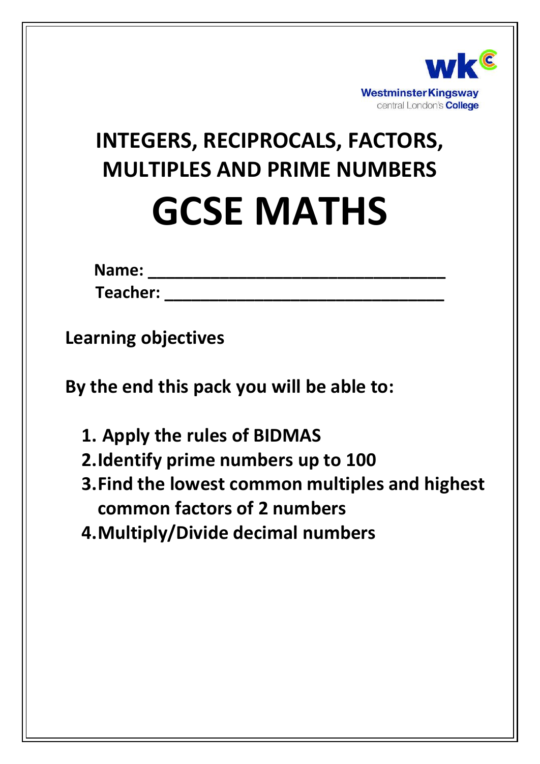Westminster Kingsway
central London's College

# INTEGERS, RECIPROCALS, FACTORS, MULTIPLES AND PRIME NUMBERS

# GCSE MATHS

**Name:** ______________________________

**Teacher:** ______________________________

**Learning objectives**

**By the end this pack you will be able to:**

1. **Apply the rules of BIDMAS**
2. **Identify prime numbers up to 100**
3. **Find the lowest common multiples and highest common factors of 2 numbers**
4. **Multiply/Divide decimal numbers**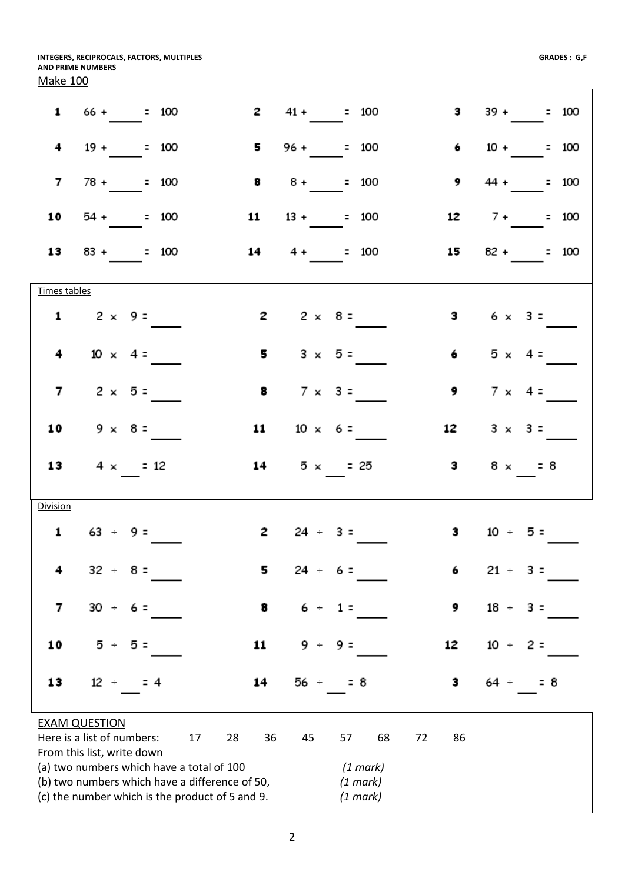INTEGERS, RECIPROCALS, FACTORS, MULTIPLES AND PRIME NUMBERS — GRADES : G,F

Make 100

| | | | | | |
|---|---|---|---|---|---|
| **1** | 66 + ____ = 100 | **2** | 41 + ____ = 100 | **3** | 39 + ____ = 100 |
| **4** | 19 + ____ = 100 | **5** | 96 + ____ = 100 | **6** | 10 + ____ = 100 |
| **7** | 78 + ____ = 100 | **8** | 8 + ____ = 100 | **9** | 44 + ____ = 100 |
| **10** | 54 + ____ = 100 | **11** | 13 + ____ = 100 | **12** | 7 + ____ = 100 |
| **13** | 83 + ____ = 100 | **14** | 4 + ____ = 100 | **15** | 82 + ____ = 100 |

Times tables

| | | | | | |
|---|---|---|---|---|---|
| **1** | 2 × 9 = ____ | **2** | 2 × 8 = ____ | **3** | 6 × 3 = ____ |
| **4** | 10 × 4 = ____ | **5** | 3 × 5 = ____ | **6** | 5 × 4 = ____ |
| **7** | 2 × 5 = ____ | **8** | 7 × 3 = ____ | **9** | 7 × 4 = ____ |
| **10** | 9 × 8 = ____ | **11** | 10 × 6 = ____ | **12** | 3 × 3 = ____ |
| **13** | 4 × ___ = 12 | **14** | 5 × ___ = 25 | **3** | 8 × ___ = 8 |

Division

| | | | | | |
|---|---|---|---|---|---|
| **1** | 63 ÷ 9 = ____ | **2** | 24 ÷ 3 = ____ | **3** | 10 ÷ 5 = ____ |
| **4** | 32 ÷ 8 = ____ | **5** | 24 ÷ 6 = ____ | **6** | 21 ÷ 3 = ____ |
| **7** | 30 ÷ 6 = ____ | **8** | 6 ÷ 1 = ____ | **9** | 18 ÷ 3 = ____ |
| **10** | 5 ÷ 5 = ____ | **11** | 9 ÷ 9 = ____ | **12** | 10 ÷ 2 = ____ |
| **13** | 12 ÷ ___ = 4 | **14** | 56 ÷ ___ = 8 | **3** | 64 ÷ ___ = 8 |

EXAM QUESTION

Here is a list of numbers: 17 28 36 45 57 68 72 86

From this list, write down

(a) two numbers which have a total of 100 *(1 mark)*

(b) two numbers which have a difference of 50, *(1 mark)*

(c) the number which is the product of 5 and 9. *(1 mark)*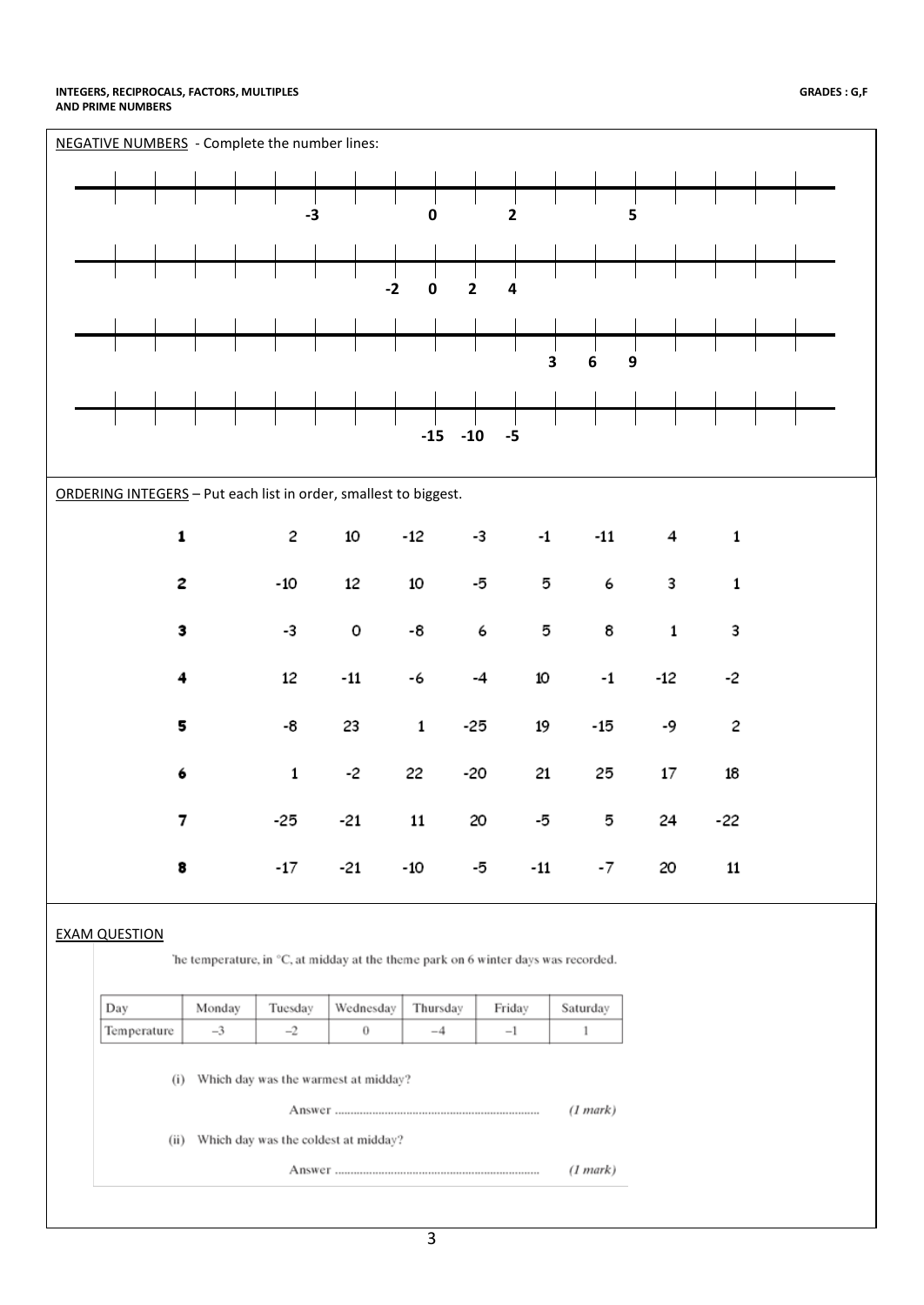INTEGERS, RECIPROCALS, FACTORS, MULTIPLES AND PRIME NUMBERS

GRADES : G,F

NEGATIVE NUMBERS - Complete the number lines:

Number line 1: -3 &nbsp;&nbsp; 0 &nbsp;&nbsp; 2 &nbsp;&nbsp; 5

Number line 2: -2 &nbsp;&nbsp; 0 &nbsp;&nbsp; 2 &nbsp;&nbsp; 4

Number line 3: 3 &nbsp;&nbsp; 6 &nbsp;&nbsp; 9

Number line 4: -15 &nbsp;&nbsp; -10 &nbsp;&nbsp; -5

ORDERING INTEGERS – Put each list in order, smallest to biggest.

| | | | | | | | | |
|---|---|---|---|---|---|---|---|---|
| **1** | 2 | 10 | -12 | -3 | -1 | -11 | 4 | 1 |
| **2** | -10 | 12 | 10 | -5 | 5 | 6 | 3 | 1 |
| **3** | -3 | 0 | -8 | 6 | 5 | 8 | 1 | 3 |
| **4** | 12 | -11 | -6 | -4 | 10 | -1 | -12 | -2 |
| **5** | -8 | 23 | 1 | -25 | 19 | -15 | -9 | 2 |
| **6** | 1 | -2 | 22 | -20 | 21 | 25 | 17 | 18 |
| **7** | -25 | -21 | 11 | 20 | -5 | 5 | 24 | -22 |
| **8** | -17 | -21 | -10 | -5 | -11 | -7 | 20 | 11 |

EXAM QUESTION

'he temperature, in °C, at midday at the theme park on 6 winter days was recorded.

| Day | Monday | Tuesday | Wednesday | Thursday | Friday | Saturday |
|---|---|---|---|---|---|---|
| Temperature | −3 | −2 | 0 | −4 | −1 | 1 |

(i) Which day was the warmest at midday?

Answer .................................................................. *(1 mark)*

(ii) Which day was the coldest at midday?

Answer .................................................................. *(1 mark)*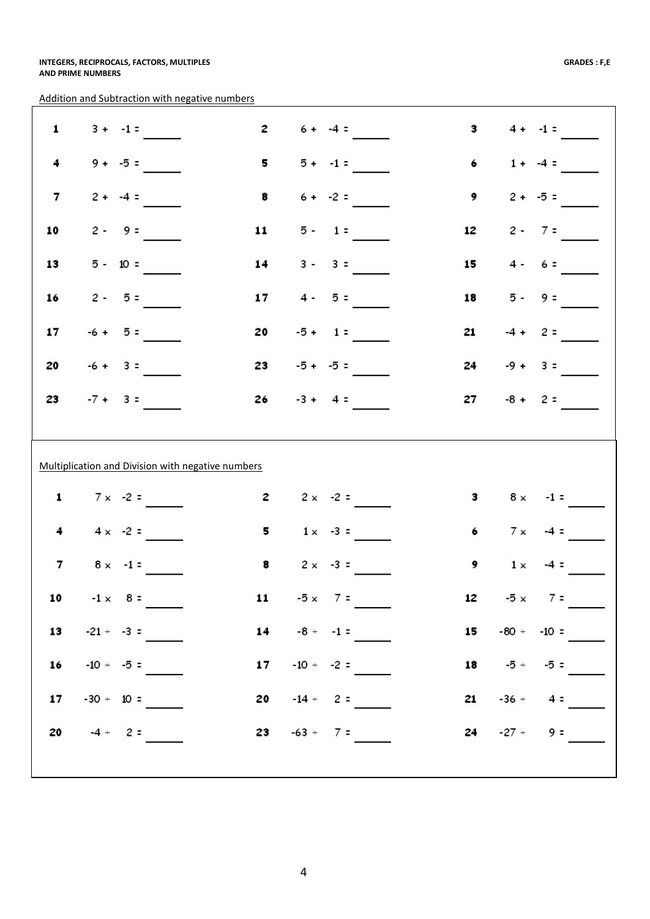**INTEGERS, RECIPROCALS, FACTORS, MULTIPLES AND PRIME NUMBERS** **GRADES : F,E**

Addition and Subtraction with negative numbers

| | | | | | |
|---|---|---|---|---|---|
| **1** | $3 + -1 =$ ______ | **2** | $6 + -4 =$ ______ | **3** | $4 + -1 =$ ______ |
| **4** | $9 + -5 =$ ______ | **5** | $5 + -1 =$ ______ | **6** | $1 + -4 =$ ______ |
| **7** | $2 + -4 =$ ______ | **8** | $6 + -2 =$ ______ | **9** | $2 + -5 =$ ______ |
| **10** | $2 - 9 =$ ______ | **11** | $5 - 1 =$ ______ | **12** | $2 - 7 =$ ______ |
| **13** | $5 - 10 =$ ______ | **14** | $3 - 3 =$ ______ | **15** | $4 - 6 =$ ______ |
| **16** | $2 - 5 =$ ______ | **17** | $4 - 5 =$ ______ | **18** | $5 - 9 =$ ______ |
| **17** | $-6 + 5 =$ ______ | **20** | $-5 + 1 =$ ______ | **21** | $-4 + 2 =$ ______ |
| **20** | $-6 + 3 =$ ______ | **23** | $-5 + -5 =$ ______ | **24** | $-9 + 3 =$ ______ |
| **23** | $-7 + 3 =$ ______ | **26** | $-3 + 4 =$ ______ | **27** | $-8 + 2 =$ ______ |

Multiplication and Division with negative numbers

| | | | | | |
|---|---|---|---|---|---|
| **1** | $7 \times -2 =$ ______ | **2** | $2 \times -2 =$ ______ | **3** | $8 \times -1 =$ ______ |
| **4** | $4 \times -2 =$ ______ | **5** | $1 \times -3 =$ ______ | **6** | $7 \times -4 =$ ______ |
| **7** | $8 \times -1 =$ ______ | **8** | $2 \times -3 =$ ______ | **9** | $1 \times -4 =$ ______ |
| **10** | $-1 \times 8 =$ ______ | **11** | $-5 \times 7 =$ ______ | **12** | $-5 \times 7 =$ ______ |
| **13** | $-21 \div -3 =$ ______ | **14** | $-8 \div -1 =$ ______ | **15** | $-80 \div -10 =$ ______ |
| **16** | $-10 \div -5 =$ ______ | **17** | $-10 \div -2 =$ ______ | **18** | $-5 \div -5 =$ ______ |
| **17** | $-30 \div 10 =$ ______ | **20** | $-14 \div 2 =$ ______ | **21** | $-36 \div 4 =$ ______ |
| **20** | $-4 \div 2 =$ ______ | **23** | $-63 \div 7 =$ ______ | **24** | $-27 \div 9 =$ ______ |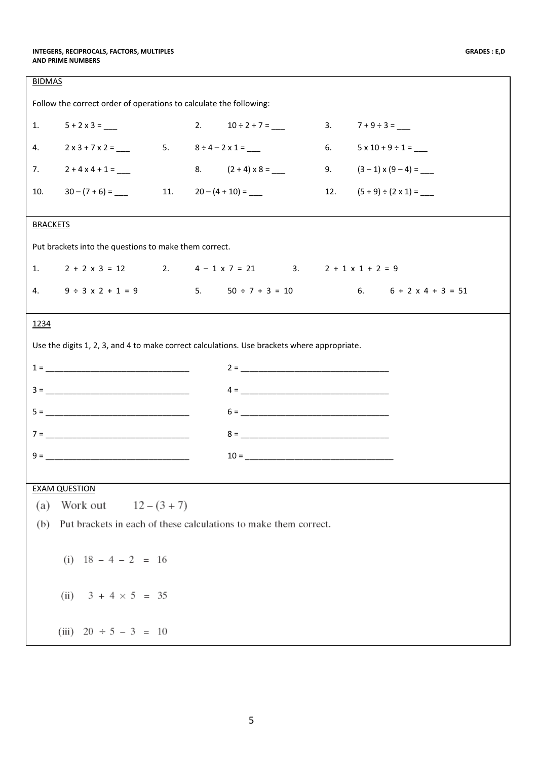**INTEGERS, RECIPROCALS, FACTORS, MULTIPLES AND PRIME NUMBERS** — **GRADES : E,D**

## BIDMAS

Follow the correct order of operations to calculate the following:

1. $5 + 2 \times 3 =$ ___
2. $10 \div 2 + 7 =$ ___
3. $7 + 9 \div 3 =$ ___
4. $2 \times 3 + 7 \times 2 =$ ___
5. $8 \div 4 - 2 \times 1 =$ ___
6. $5 \times 10 + 9 \div 1 =$ ___
7. $2 + 4 \times 4 + 1 =$ ___
8. $(2 + 4) \times 8 =$ ___
9. $(3 - 1) \times (9 - 4) =$ ___
10. $30 - (7 + 6) =$ ___
11. $20 - (4 + 10) =$ ___
12. $(5 + 9) \div (2 \times 1) =$ ___

## BRACKETS

Put brackets into the questions to make them correct.

1. $2 + 2 \times 3 = 12$
2. $4 - 1 \times 7 = 21$
3. $2 + 1 \times 1 + 2 = 9$
4. $9 \div 3 \times 2 + 1 = 9$
5. $50 \div 7 + 3 = 10$
6. $6 + 2 \times 4 + 3 = 51$

## 1234

Use the digits 1, 2, 3, and 4 to make correct calculations. Use brackets where appropriate.

1 = ________________________________

2 = ________________________________

3 = ________________________________

4 = ________________________________

5 = ________________________________

6 = ________________________________

7 = ________________________________

8 = ________________________________

9 = ________________________________

10 = ________________________________

## EXAM QUESTION

(a) Work out $12 - (3 + 7)$

(b) Put brackets in each of these calculations to make them correct.

(i) $18 - 4 - 2 = 16$

(ii) $3 + 4 \times 5 = 35$

(iii) $20 \div 5 - 3 = 10$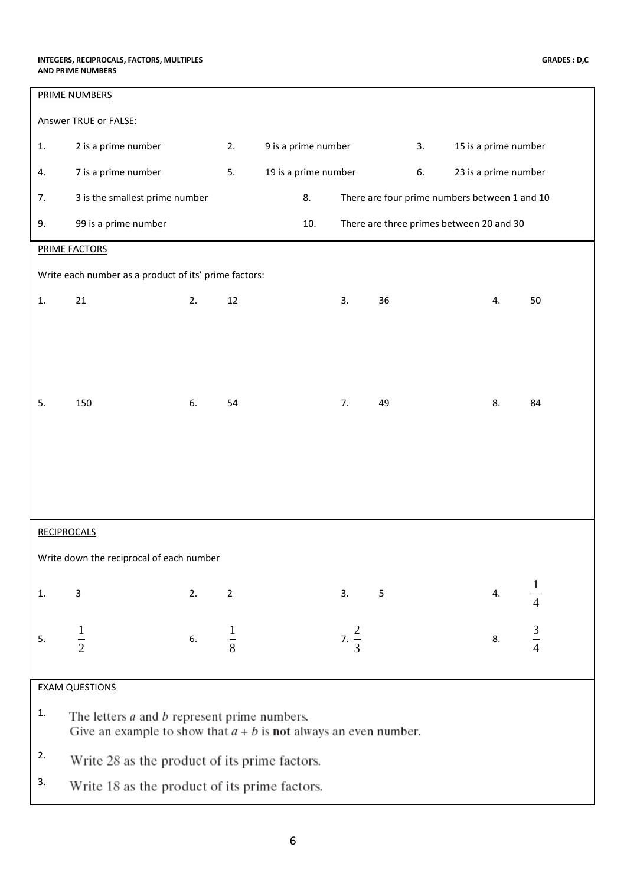**INTEGERS, RECIPROCALS, FACTORS, MULTIPLES AND PRIME NUMBERS** — **GRADES : D,C**

## PRIME NUMBERS

Answer TRUE or FALSE:

1. 2 is a prime number
2. 9 is a prime number
3. 15 is a prime number
4. 7 is a prime number
5. 19 is a prime number
6. 23 is a prime number
7. 3 is the smallest prime number
8. There are four prime numbers between 1 and 10
9. 99 is a prime number
10. There are three primes between 20 and 30

## PRIME FACTORS

Write each number as a product of its' prime factors:

1. 21
2. 12
3. 36
4. 50
5. 150
6. 54
7. 49
8. 84

## RECIPROCALS

Write down the reciprocal of each number

1. 3
2. 2
3. 5
4. $\frac{1}{4}$
5. $\frac{1}{2}$
6. $\frac{1}{8}$
7. $\frac{2}{3}$
8. $\frac{3}{4}$

## EXAM QUESTIONS

1. The letters $a$ and $b$ represent prime numbers.
   Give an example to show that $a + b$ is **not** always an even number.
2. Write 28 as the product of its prime factors.
3. Write 18 as the product of its prime factors.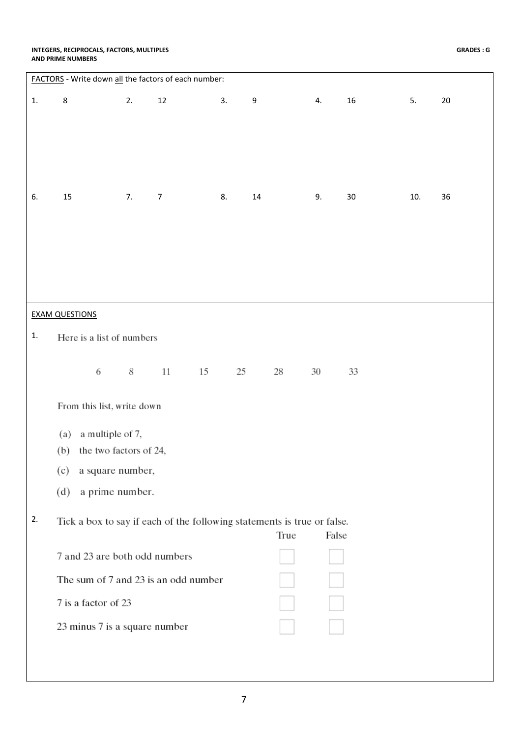## FACTORS - Write down all the factors of each number:

1. 8
2. 12
3. 9
4. 16
5. 20
6. 15
7. 7
8. 14
9. 30
10. 36

## EXAM QUESTIONS

1. Here is a list of numbers

   6 8 11 15 25 28 30 33

   From this list, write down

   (a) a multiple of 7,

   (b) the two factors of 24,

   (c) a square number,

   (d) a prime number.

2. Tick a box to say if each of the following statements is true or false.

| | True | False |
|---|---|---|
| 7 and 23 are both odd numbers | ☐ | ☐ |
| The sum of 7 and 23 is an odd number | ☐ | ☐ |
| 7 is a factor of 23 | ☐ | ☐ |
| 23 minus 7 is a square number | ☐ | ☐ |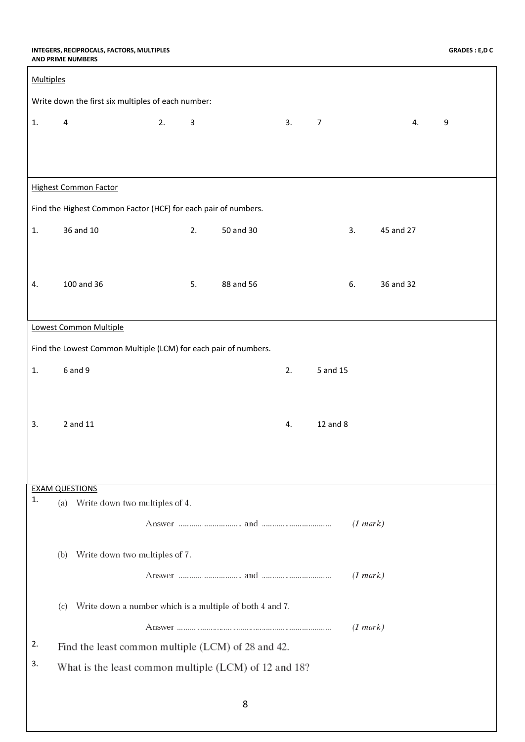## Multiples

Write down the first six multiples of each number:

1. 4
2. 3
3. 7
4. 9

## Highest Common Factor

Find the Highest Common Factor (HCF) for each pair of numbers.

1. 36 and 10
2. 50 and 30
3. 45 and 27
4. 100 and 36
5. 88 and 56
6. 36 and 32

## Lowest Common Multiple

Find the Lowest Common Multiple (LCM) for each pair of numbers.

1. 6 and 9
2. 5 and 15
3. 2 and 11
4. 12 and 8

## EXAM QUESTIONS

1. (a) Write down two multiples of 4.

   Answer ............................ and ............................ *(1 mark)*

   (b) Write down two multiples of 7.

   Answer ............................ and ............................ *(1 mark)*

   (c) Write down a number which is a multiple of both 4 and 7.

   Answer ............................................................ *(1 mark)*

2. Find the least common multiple (LCM) of 28 and 42.

3. What is the least common multiple (LCM) of 12 and 18?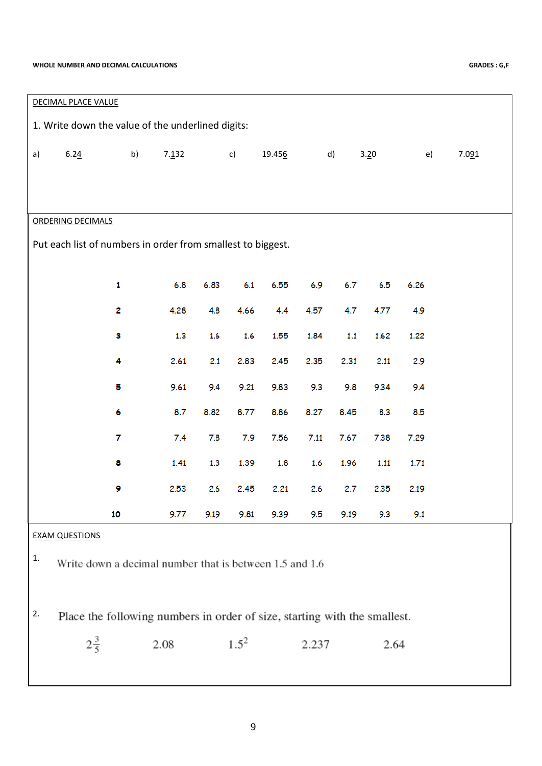WHOLE NUMBER AND DECIMAL CALCULATIONS

GRADES : G,F

DECIMAL PLACE VALUE

1. Write down the value of the underlined digits:

a) 6.2<u>4</u> b) 7.<u>1</u>32 c) 19.45<u>6</u> d) 3.<u>2</u>0 e) 7.0<u>9</u>1

ORDERING DECIMALS

Put each list of numbers in order from smallest to biggest.

| | | | | | | | | |
|---|---|---|---|---|---|---|---|---|
| 1 | 6.8 | 6.83 | 6.1 | 6.55 | 6.9 | 6.7 | 6.5 | 6.26 |
| 2 | 4.28 | 4.8 | 4.66 | 4.4 | 4.57 | 4.7 | 4.77 | 4.9 |
| 3 | 1.3 | 1.6 | 1.6 | 1.55 | 1.84 | 1.1 | 1.62 | 1.22 |
| 4 | 2.61 | 2.1 | 2.83 | 2.45 | 2.35 | 2.31 | 2.11 | 2.9 |
| 5 | 9.61 | 9.4 | 9.21 | 9.83 | 9.3 | 9.8 | 9.34 | 9.4 |
| 6 | 8.7 | 8.82 | 8.77 | 8.86 | 8.27 | 8.45 | 8.3 | 8.5 |
| 7 | 7.4 | 7.8 | 7.9 | 7.56 | 7.11 | 7.67 | 7.38 | 7.29 |
| 8 | 1.41 | 1.3 | 1.39 | 1.8 | 1.6 | 1.96 | 1.11 | 1.71 |
| 9 | 2.53 | 2.6 | 2.45 | 2.21 | 2.6 | 2.7 | 2.35 | 2.19 |
| 10 | 9.77 | 9.19 | 9.81 | 9.39 | 9.5 | 9.19 | 9.3 | 9.1 |

EXAM QUESTIONS

1. Write down a decimal number that is between 1.5 and 1.6

2. Place the following numbers in order of size, starting with the smallest.

$2\frac{3}{5}$ 2.08 $1.5^2$ 2.237 2.64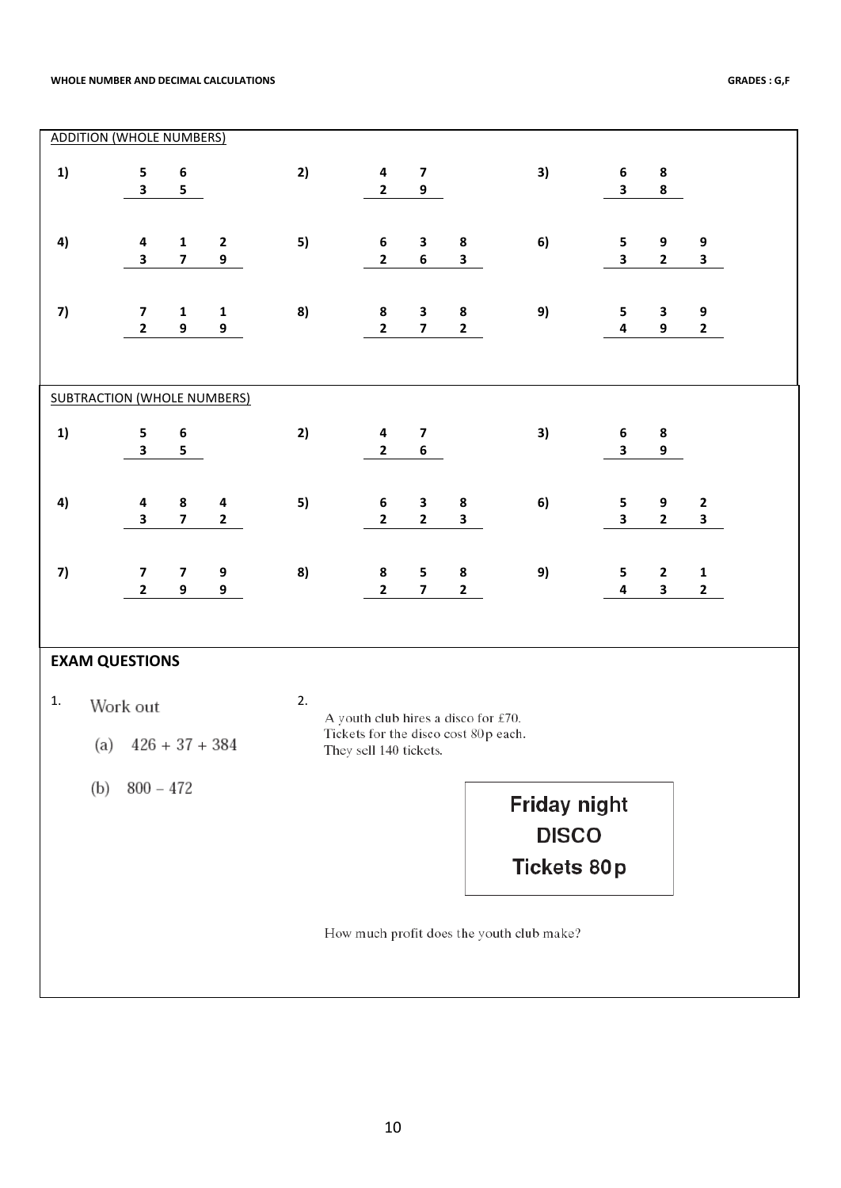## ADDITION (WHOLE NUMBERS)

| | | | | | |
|---|---|---|---|---|---|
| 1) | $\begin{array}{r} 56 \\ \underline{35} \end{array}$ | 2) | $\begin{array}{r} 47 \\ \underline{29} \end{array}$ | 3) | $\begin{array}{r} 68 \\ \underline{38} \end{array}$ |
| 4) | $\begin{array}{r} 412 \\ \underline{379} \end{array}$ | 5) | $\begin{array}{r} 638 \\ \underline{263} \end{array}$ | 6) | $\begin{array}{r} 599 \\ \underline{323} \end{array}$ |
| 7) | $\begin{array}{r} 711 \\ \underline{299} \end{array}$ | 8) | $\begin{array}{r} 838 \\ \underline{272} \end{array}$ | 9) | $\begin{array}{r} 539 \\ \underline{492} \end{array}$ |

## SUBTRACTION (WHOLE NUMBERS)

| | | | | | |
|---|---|---|---|---|---|
| 1) | $\begin{array}{r} 56 \\ \underline{35} \end{array}$ | 2) | $\begin{array}{r} 47 \\ \underline{26} \end{array}$ | 3) | $\begin{array}{r} 68 \\ \underline{39} \end{array}$ |
| 4) | $\begin{array}{r} 484 \\ \underline{372} \end{array}$ | 5) | $\begin{array}{r} 638 \\ \underline{223} \end{array}$ | 6) | $\begin{array}{r} 592 \\ \underline{323} \end{array}$ |
| 7) | $\begin{array}{r} 779 \\ \underline{299} \end{array}$ | 8) | $\begin{array}{r} 858 \\ \underline{272} \end{array}$ | 9) | $\begin{array}{r} 521 \\ \underline{432} \end{array}$ |

## EXAM QUESTIONS

1. Work out

   (a) $426 + 37 + 384$

   (b) $800 - 472$

2. A youth club hires a disco for £70.
   Tickets for the disco cost 80p each.
   They sell 140 tickets.

   **Friday night**
   **DISCO**
   **Tickets 80p**

   How much profit does the youth club make?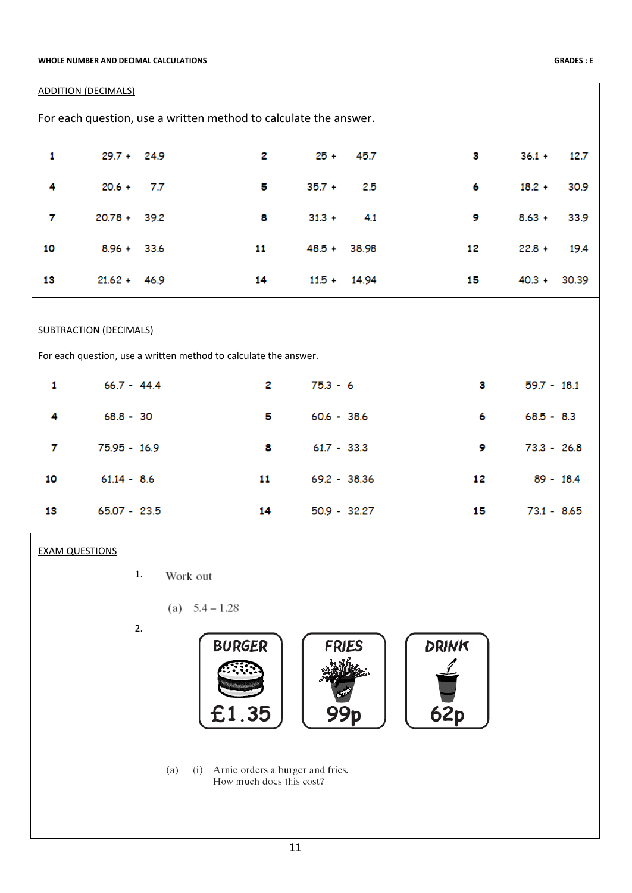WHOLE NUMBER AND DECIMAL CALCULATIONS — GRADES : E

## ADDITION (DECIMALS)

For each question, use a written method to calculate the answer.

| | | | | | |
|---|---|---|---|---|---|
| **1** | 29.7 + 24.9 | **2** | 25 + 45.7 | **3** | 36.1 + 12.7 |
| **4** | 20.6 + 7.7 | **5** | 35.7 + 2.5 | **6** | 18.2 + 30.9 |
| **7** | 20.78 + 39.2 | **8** | 31.3 + 4.1 | **9** | 8.63 + 33.9 |
| **10** | 8.96 + 33.6 | **11** | 48.5 + 38.98 | **12** | 22.8 + 19.4 |
| **13** | 21.62 + 46.9 | **14** | 11.5 + 14.94 | **15** | 40.3 + 30.39 |

## SUBTRACTION (DECIMALS)

For each question, use a written method to calculate the answer.

| | | | | | |
|---|---|---|---|---|---|
| **1** | 66.7 - 44.4 | **2** | 75.3 - 6 | **3** | 59.7 - 18.1 |
| **4** | 68.8 - 30 | **5** | 60.6 - 38.6 | **6** | 68.5 - 8.3 |
| **7** | 75.95 - 16.9 | **8** | 61.7 - 33.3 | **9** | 73.3 - 26.8 |
| **10** | 61.14 - 8.6 | **11** | 69.2 - 38.36 | **12** | 89 - 18.4 |
| **13** | 65.07 - 23.5 | **14** | 50.9 - 32.27 | **15** | 73.1 - 8.65 |

## EXAM QUESTIONS

1. Work out

   (a) 5.4 – 1.28

2. BURGER £1.35 | FRIES 99p | DRINK 62p

   (a) (i) Arnie orders a burger and fries.
   How much does this cost?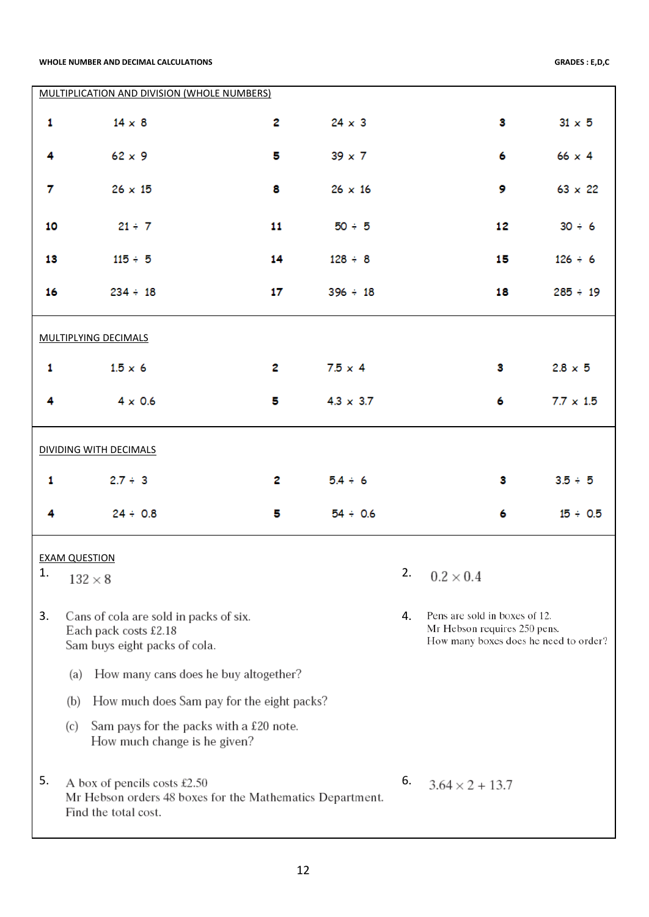WHOLE NUMBER AND DECIMAL CALCULATIONS — GRADES : E,D,C

## MULTIPLICATION AND DIVISION (WHOLE NUMBERS)

| | | | | | |
|---|---|---|---|---|---|
| **1** | $14 \times 8$ | **2** | $24 \times 3$ | **3** | $31 \times 5$ |
| **4** | $62 \times 9$ | **5** | $39 \times 7$ | **6** | $66 \times 4$ |
| **7** | $26 \times 15$ | **8** | $26 \times 16$ | **9** | $63 \times 22$ |
| **10** | $21 \div 7$ | **11** | $50 \div 5$ | **12** | $30 \div 6$ |
| **13** | $115 \div 5$ | **14** | $128 \div 8$ | **15** | $126 \div 6$ |
| **16** | $234 \div 18$ | **17** | $396 \div 18$ | **18** | $285 \div 19$ |

## MULTIPLYING DECIMALS

| | | | | | |
|---|---|---|---|---|---|
| **1** | $1.5 \times 6$ | **2** | $7.5 \times 4$ | **3** | $2.8 \times 5$ |
| **4** | $4 \times 0.6$ | **5** | $4.3 \times 3.7$ | **6** | $7.7 \times 1.5$ |

## DIVIDING WITH DECIMALS

| | | | | | |
|---|---|---|---|---|---|
| **1** | $2.7 \div 3$ | **2** | $5.4 \div 6$ | **3** | $3.5 \div 5$ |
| **4** | $24 \div 0.8$ | **5** | $54 \div 0.6$ | **6** | $15 \div 0.5$ |

## EXAM QUESTION

1. $132 \times 8$

2. $0.2 \times 0.4$

3. Cans of cola are sold in packs of six.
   Each pack costs £2.18
   Sam buys eight packs of cola.

   (a) How many cans does he buy altogether?

   (b) How much does Sam pay for the eight packs?

   (c) Sam pays for the packs with a £20 note.
   How much change is he given?

4. Pens are sold in boxes of 12.
   Mr Hebson requires 250 pens.
   How many boxes does he need to order?

5. A box of pencils costs £2.50
   Mr Hebson orders 48 boxes for the Mathematics Department.
   Find the total cost.

6. $3.64 \times 2 + 13.7$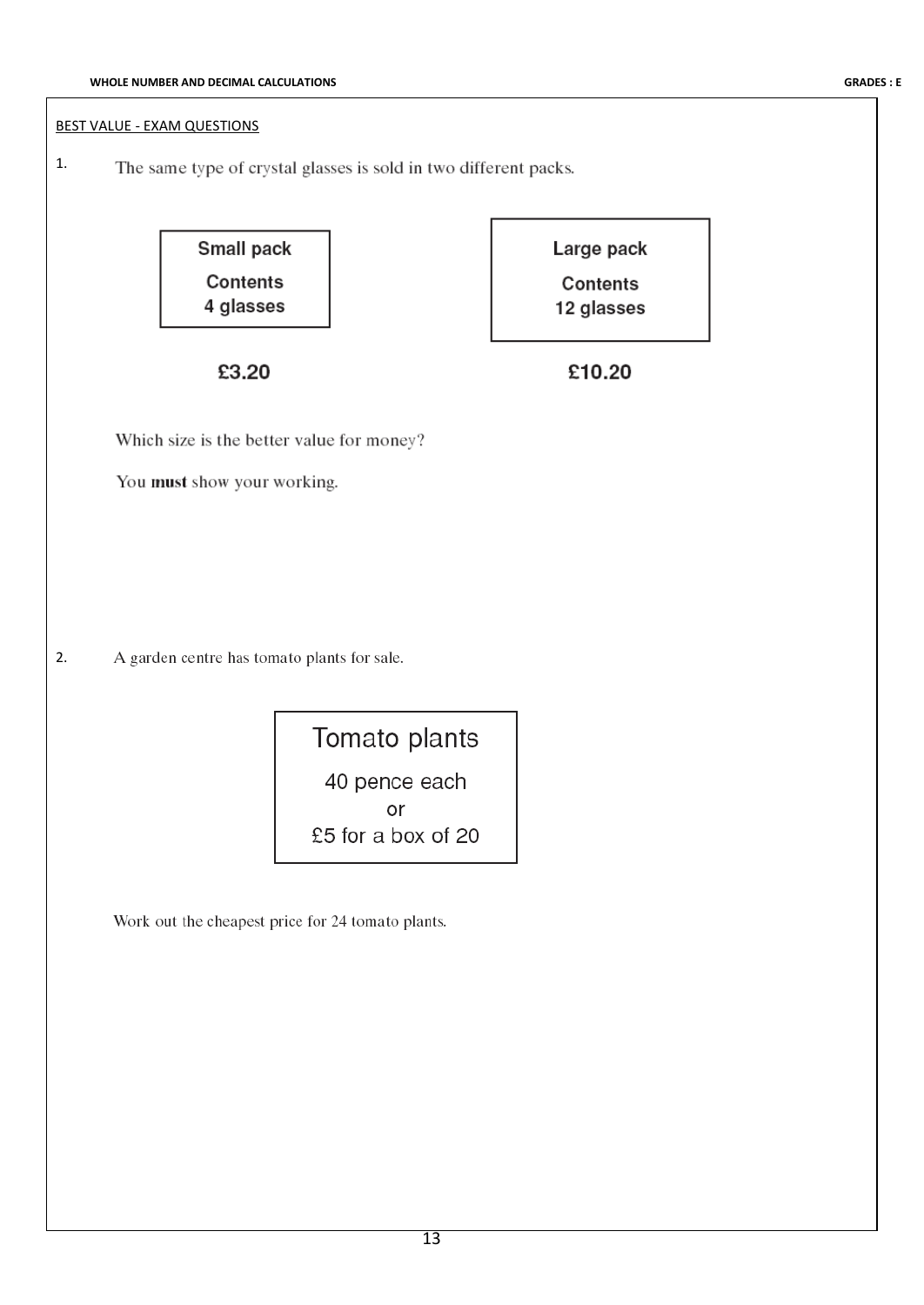BEST VALUE - EXAM QUESTIONS

1. The same type of crystal glasses is sold in two different packs.

| Small pack | Large pack |
|---|---|
| Contents<br>4 glasses | Contents<br>12 glasses |
| £3.20 | £10.20 |

Which size is the better value for money?

You **must** show your working.

2. A garden centre has tomato plants for sale.

| Tomato plants |
|---|
| 40 pence each<br>or<br>£5 for a box of 20 |

Work out the cheapest price for 24 tomato plants.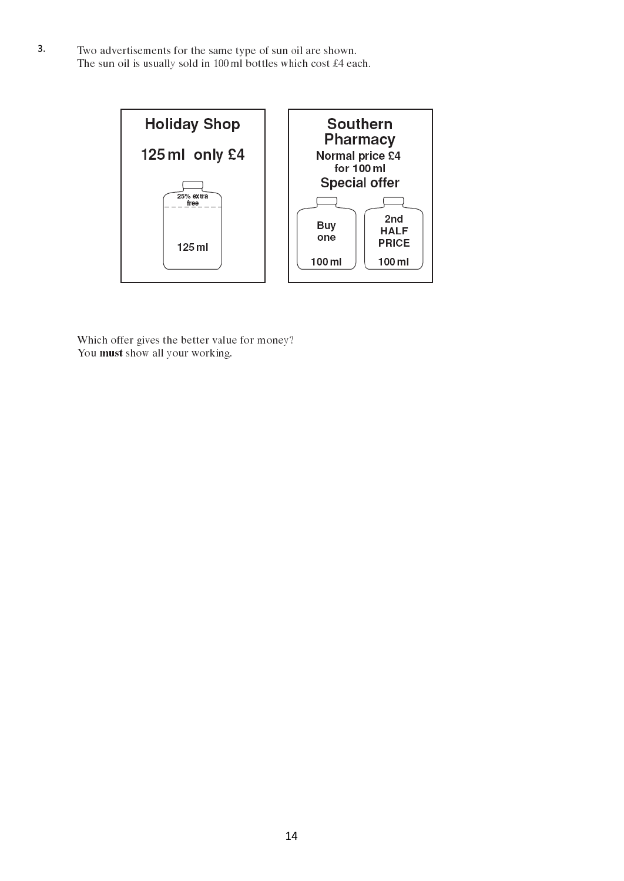3. Two advertisements for the same type of sun oil are shown.
The sun oil is usually sold in 100 ml bottles which cost £4 each.

**Holiday Shop**

**125 ml only £4**

25% extra free

125 ml

**Southern Pharmacy**

**Normal price £4 for 100 ml**

**Special offer**

Buy one — 100 ml

2nd HALF PRICE — 100 ml

Which offer gives the better value for money?
You **must** show all your working.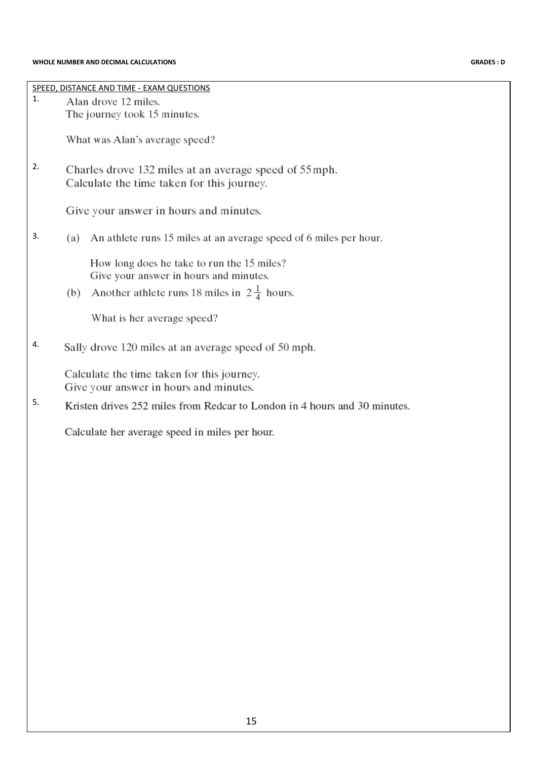SPEED, DISTANCE AND TIME - EXAM QUESTIONS

1. Alan drove 12 miles.
   The journey took 15 minutes.

   What was Alan's average speed?

2. Charles drove 132 miles at an average speed of 55 mph.
   Calculate the time taken for this journey.

   Give your answer in hours and minutes.

3. (a) An athlete runs 15 miles at an average speed of 6 miles per hour.

   How long does he take to run the 15 miles?
   Give your answer in hours and minutes.

   (b) Another athlete runs 18 miles in $2\frac{1}{4}$ hours.

   What is her average speed?

4. Sally drove 120 miles at an average speed of 50 mph.

   Calculate the time taken for this journey.
   Give your answer in hours and minutes.

5. Kristen drives 252 miles from Redcar to London in 4 hours and 30 minutes.

   Calculate her average speed in miles per hour.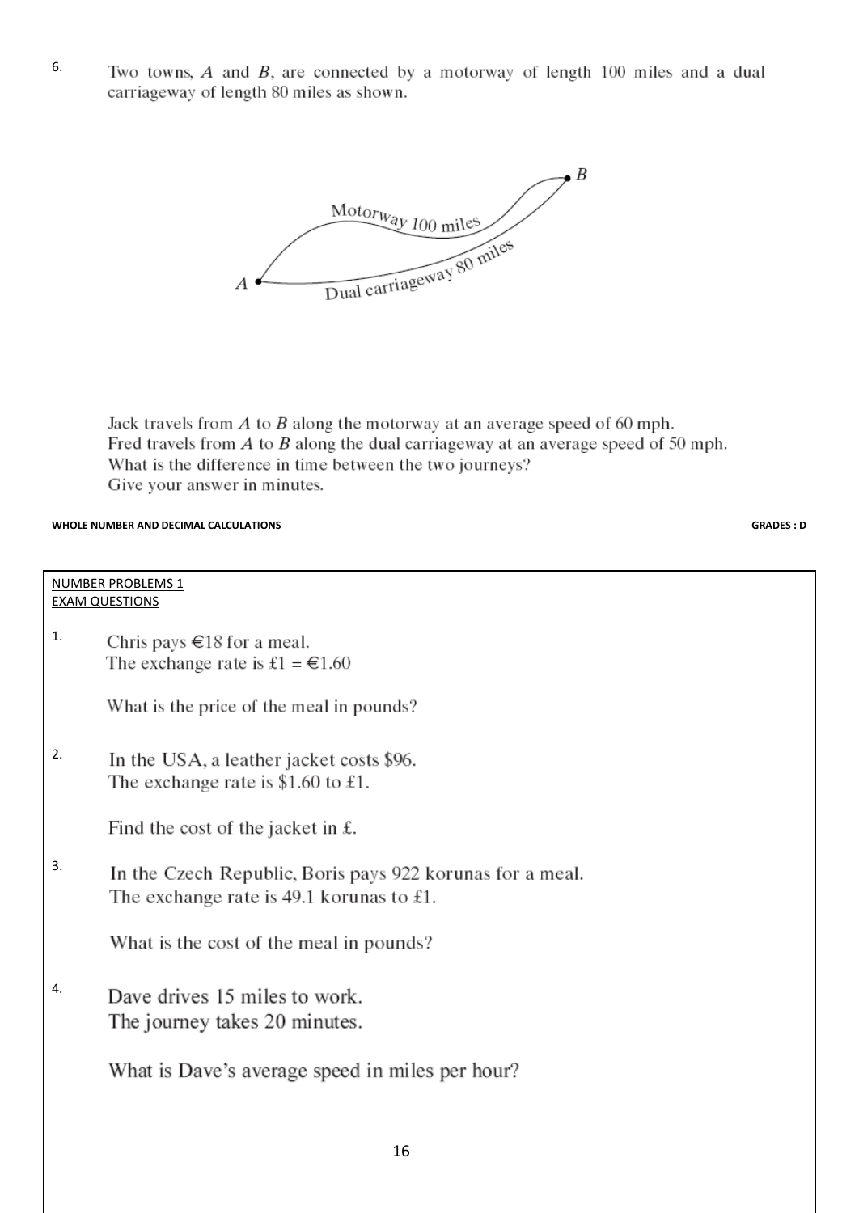6. Two towns, $A$ and $B$, are connected by a motorway of length 100 miles and a dual carriageway of length 80 miles as shown.

Motorway 100 miles

Dual carriageway 80 miles

Jack travels from $A$ to $B$ along the motorway at an average speed of 60 mph.
Fred travels from $A$ to $B$ along the dual carriageway at an average speed of 50 mph.
What is the difference in time between the two journeys?
Give your answer in minutes.

**WHOLE NUMBER AND DECIMAL CALCULATIONS** **GRADES : D**

NUMBER PROBLEMS 1
EXAM QUESTIONS

1. Chris pays €18 for a meal.
   The exchange rate is £1 = €1.60

   What is the price of the meal in pounds?

2. In the USA, a leather jacket costs $96.
   The exchange rate is $1.60 to £1.

   Find the cost of the jacket in £.

3. In the Czech Republic, Boris pays 922 korunas for a meal.
   The exchange rate is 49.1 korunas to £1.

   What is the cost of the meal in pounds?

4. Dave drives 15 miles to work.
   The journey takes 20 minutes.

   What is Dave's average speed in miles per hour?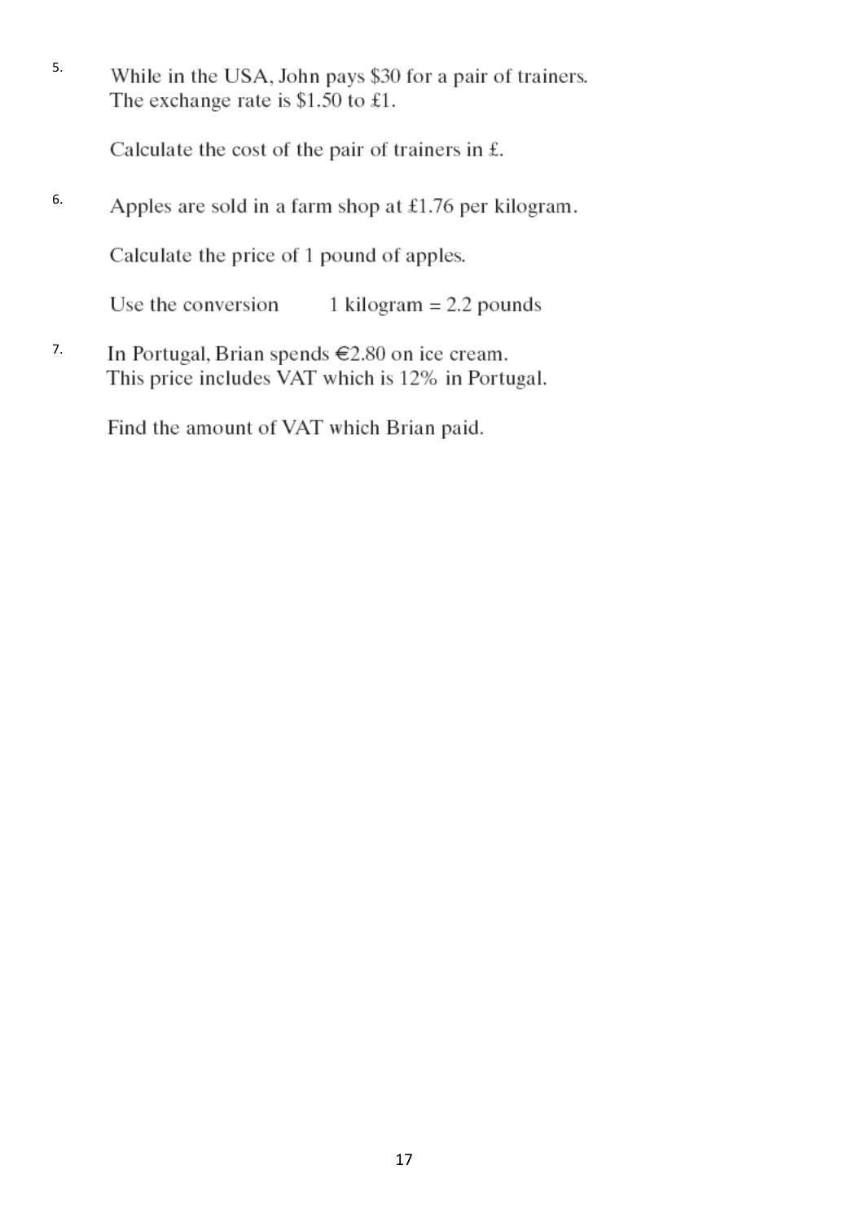5. While in the USA, John pays \$30 for a pair of trainers.
The exchange rate is \$1.50 to £1.

Calculate the cost of the pair of trainers in £.

6. Apples are sold in a farm shop at £1.76 per kilogram.

Calculate the price of 1 pound of apples.

Use the conversion 1 kilogram = 2.2 pounds

7. In Portugal, Brian spends €2.80 on ice cream.
This price includes VAT which is 12% in Portugal.

Find the amount of VAT which Brian paid.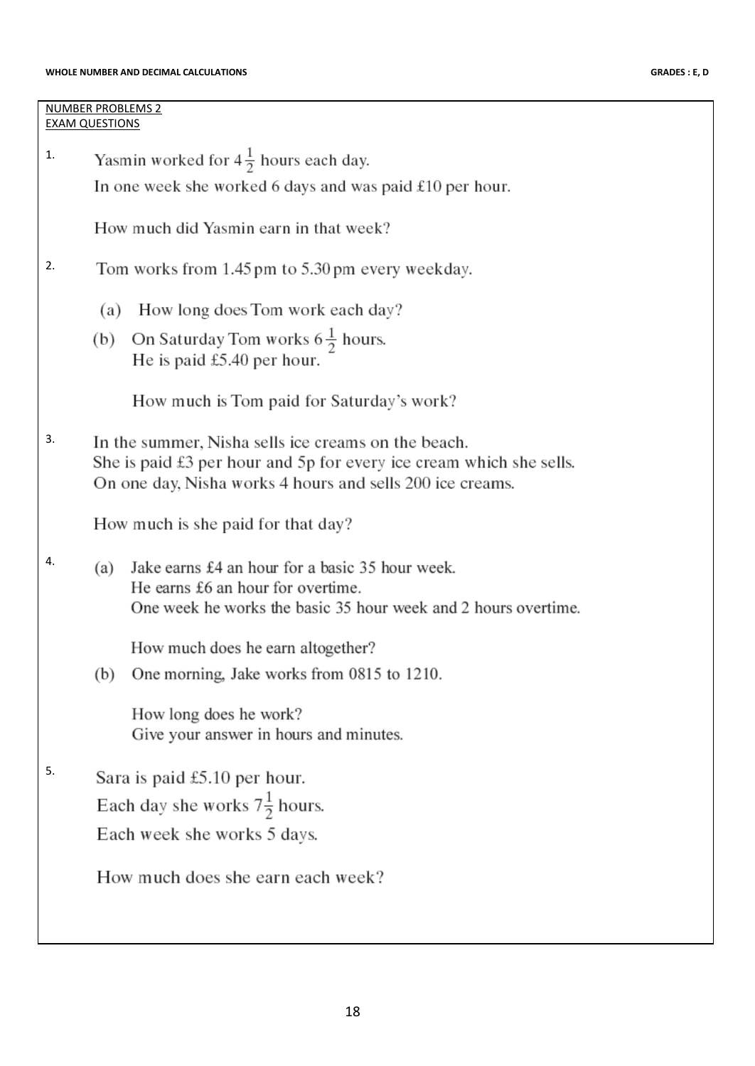NUMBER PROBLEMS 2
EXAM QUESTIONS

1. Yasmin worked for $4\frac{1}{2}$ hours each day.
   In one week she worked 6 days and was paid £10 per hour.

   How much did Yasmin earn in that week?

2. Tom works from 1.45 pm to 5.30 pm every weekday.

   (a) How long does Tom work each day?

   (b) On Saturday Tom works $6\frac{1}{2}$ hours.
   He is paid £5.40 per hour.

   How much is Tom paid for Saturday's work?

3. In the summer, Nisha sells ice creams on the beach.
   She is paid £3 per hour and 5p for every ice cream which she sells.
   On one day, Nisha works 4 hours and sells 200 ice creams.

   How much is she paid for that day?

4. (a) Jake earns £4 an hour for a basic 35 hour week.
   He earns £6 an hour for overtime.
   One week he works the basic 35 hour week and 2 hours overtime.

   How much does he earn altogether?

   (b) One morning, Jake works from 0815 to 1210.

   How long does he work?
   Give your answer in hours and minutes.

5. Sara is paid £5.10 per hour.
   Each day she works $7\frac{1}{2}$ hours.
   Each week she works 5 days.

   How much does she earn each week?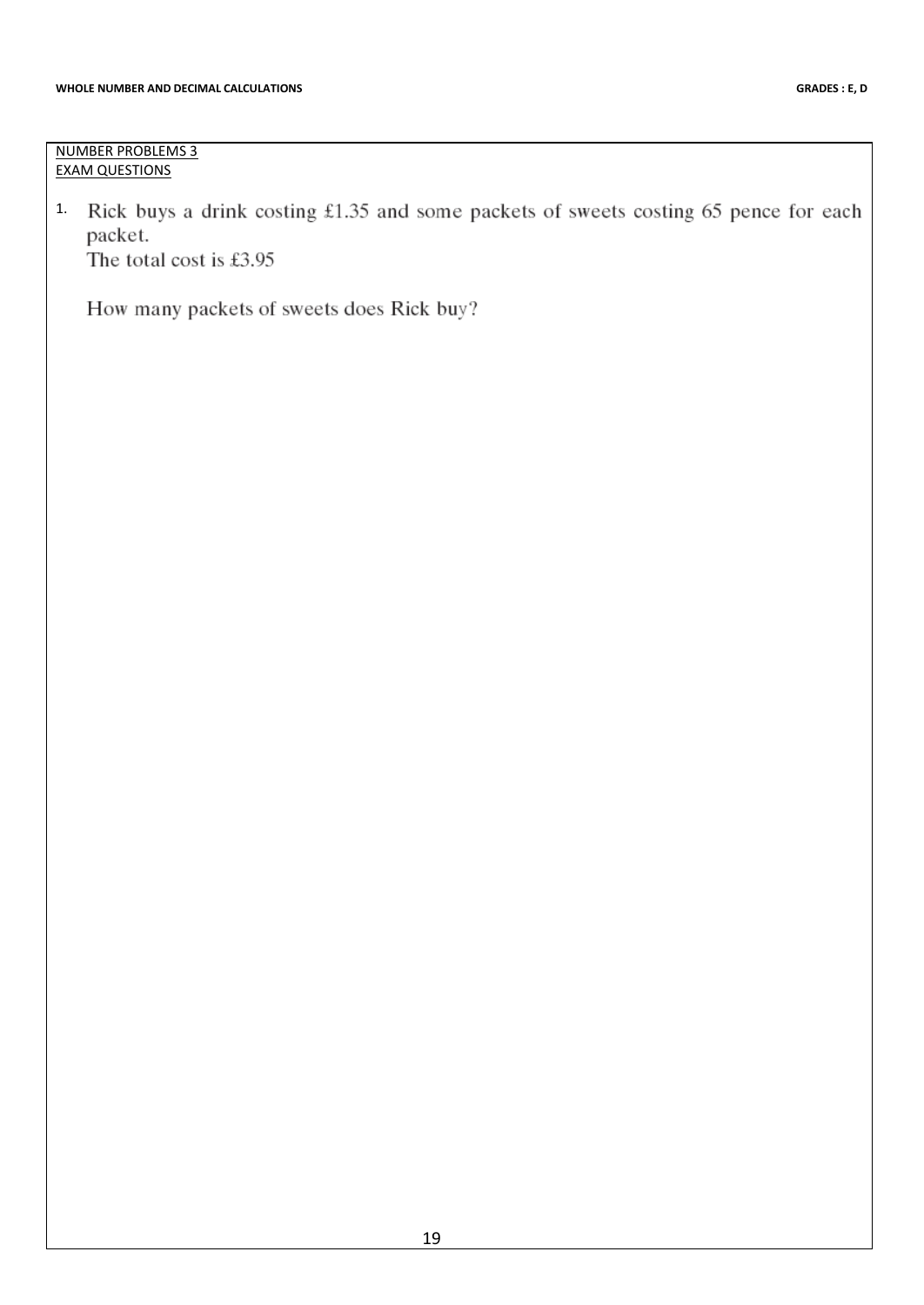NUMBER PROBLEMS 3
EXAM QUESTIONS

1. Rick buys a drink costing £1.35 and some packets of sweets costing 65 pence for each packet.
   The total cost is £3.95

   How many packets of sweets does Rick buy?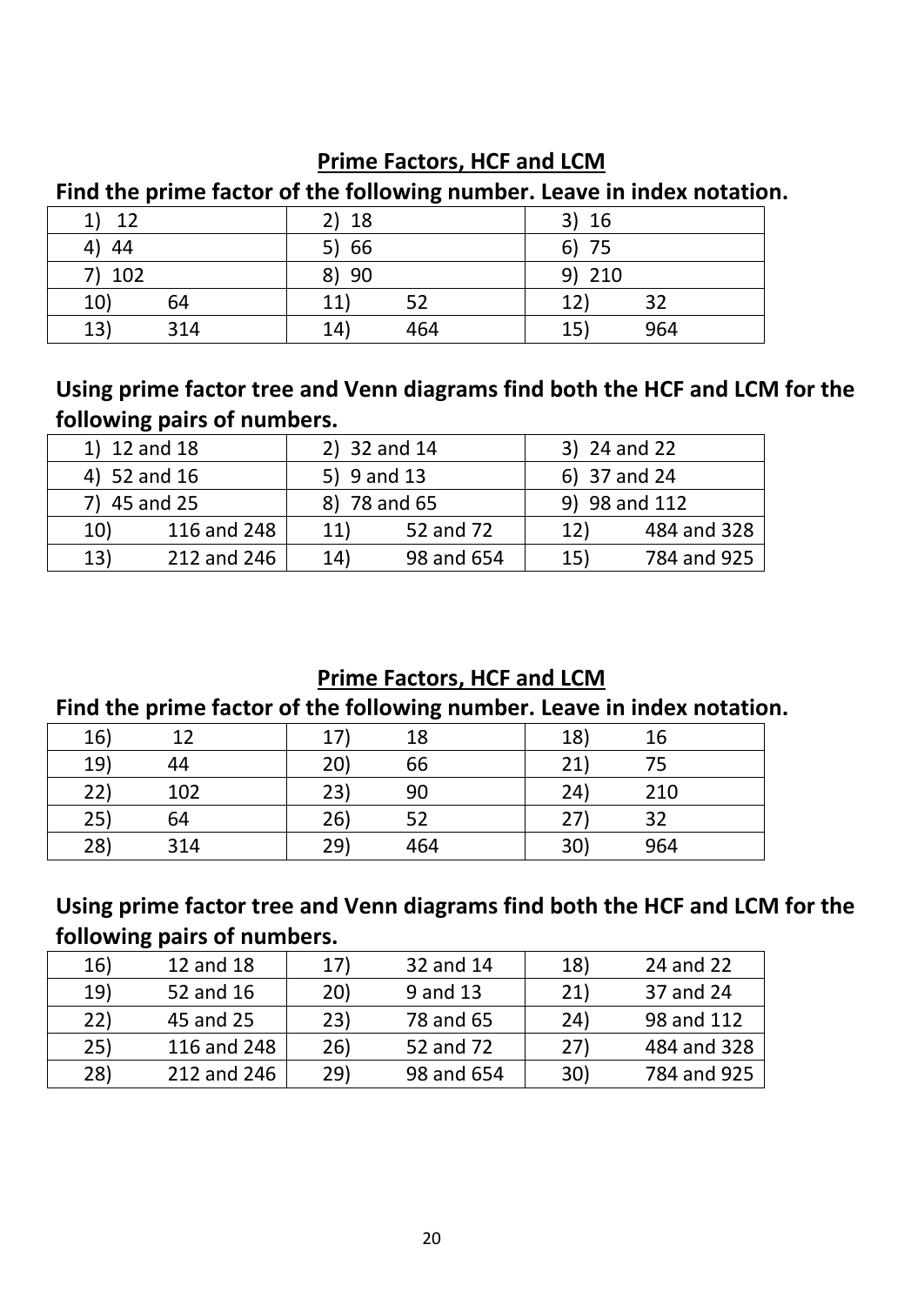## Prime Factors, HCF and LCM

**Find the prime factor of the following number. Leave in index notation.**

| | | |
|---|---|---|
| 1) 12 | 2) 18 | 3) 16 |
| 4) 44 | 5) 66 | 6) 75 |
| 7) 102 | 8) 90 | 9) 210 |
| 10) 64 | 11) 52 | 12) 32 |
| 13) 314 | 14) 464 | 15) 964 |

**Using prime factor tree and Venn diagrams find both the HCF and LCM for the following pairs of numbers.**

| | | |
|---|---|---|
| 1) 12 and 18 | 2) 32 and 14 | 3) 24 and 22 |
| 4) 52 and 16 | 5) 9 and 13 | 6) 37 and 24 |
| 7) 45 and 25 | 8) 78 and 65 | 9) 98 and 112 |
| 10) 116 and 248 | 11) 52 and 72 | 12) 484 and 328 |
| 13) 212 and 246 | 14) 98 and 654 | 15) 784 and 925 |

## Prime Factors, HCF and LCM

**Find the prime factor of the following number. Leave in index notation.**

| | | |
|---|---|---|
| 16) 12 | 17) 18 | 18) 16 |
| 19) 44 | 20) 66 | 21) 75 |
| 22) 102 | 23) 90 | 24) 210 |
| 25) 64 | 26) 52 | 27) 32 |
| 28) 314 | 29) 464 | 30) 964 |

**Using prime factor tree and Venn diagrams find both the HCF and LCM for the following pairs of numbers.**

| | | |
|---|---|---|
| 16) 12 and 18 | 17) 32 and 14 | 18) 24 and 22 |
| 19) 52 and 16 | 20) 9 and 13 | 21) 37 and 24 |
| 22) 45 and 25 | 23) 78 and 65 | 24) 98 and 112 |
| 25) 116 and 248 | 26) 52 and 72 | 27) 484 and 328 |
| 28) 212 and 246 | 29) 98 and 654 | 30) 784 and 925 |